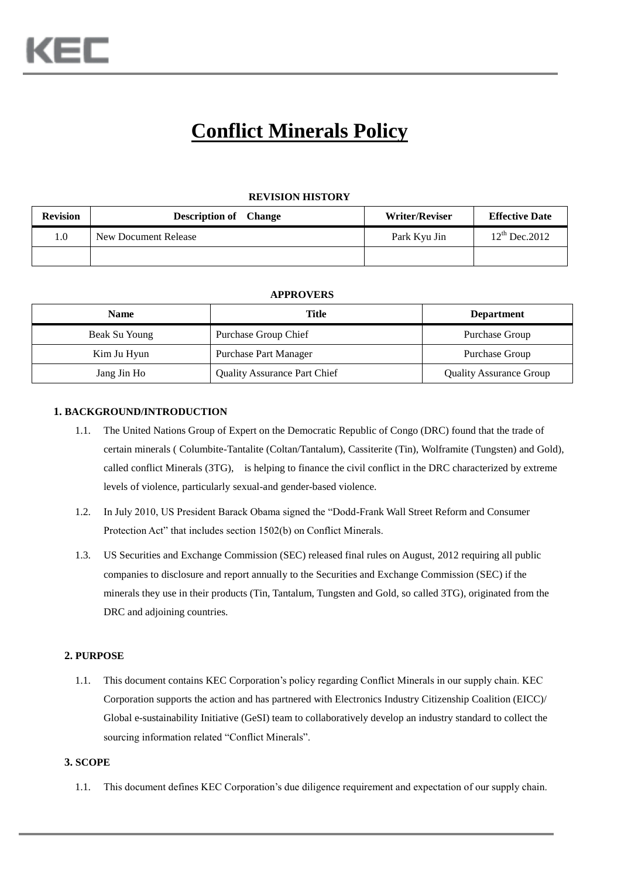KEC

# Conflict Minerals Policy

**REVISION HISTORY**

| Revision | Description of Change | Writer/Reviser | Effective Date |
|---|---|---|---|
| 1.0 | New Document Release | Park Kyu Jin | 12th Dec.2012 |
| | | | |

**APPROVERS**

| Name | Title | Department |
|---|---|---|
| Beak Su Young | Purchase Group Chief | Purchase Group |
| Kim Ju Hyun | Purchase Part Manager | Purchase Group |
| Jang Jin Ho | Quality Assurance Part Chief | Quality Assurance Group |

## 1. BACKGROUND/INTRODUCTION

1.1. The United Nations Group of Expert on the Democratic Republic of Congo (DRC) found that the trade of certain minerals ( Columbite-Tantalite (Coltan/Tantalum), Cassiterite (Tin), Wolframite (Tungsten) and Gold), called conflict Minerals (3TG), is helping to finance the civil conflict in the DRC characterized by extreme levels of violence, particularly sexual-and gender-based violence.

1.2. In July 2010, US President Barack Obama signed the "Dodd-Frank Wall Street Reform and Consumer Protection Act" that includes section 1502(b) on Conflict Minerals.

1.3. US Securities and Exchange Commission (SEC) released final rules on August, 2012 requiring all public companies to disclosure and report annually to the Securities and Exchange Commission (SEC) if the minerals they use in their products (Tin, Tantalum, Tungsten and Gold, so called 3TG), originated from the DRC and adjoining countries.

## 2. PURPOSE

1.1. This document contains KEC Corporation's policy regarding Conflict Minerals in our supply chain. KEC Corporation supports the action and has partnered with Electronics Industry Citizenship Coalition (EICC)/ Global e-sustainability Initiative (GeSI) team to collaboratively develop an industry standard to collect the sourcing information related "Conflict Minerals".

## 3. SCOPE

1.1. This document defines KEC Corporation's due diligence requirement and expectation of our supply chain.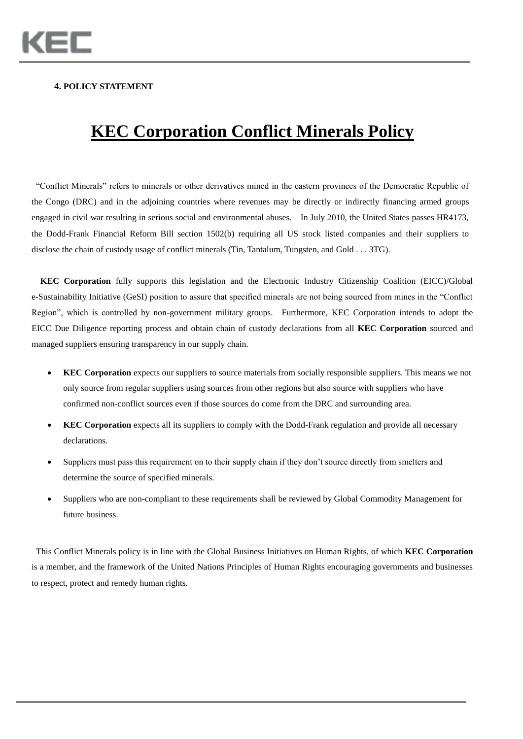**4. POLICY STATEMENT**

# KEC Corporation Conflict Minerals Policy

"Conflict Minerals" refers to minerals or other derivatives mined in the eastern provinces of the Democratic Republic of the Congo (DRC) and in the adjoining countries where revenues may be directly or indirectly financing armed groups engaged in civil war resulting in serious social and environmental abuses. In July 2010, the United States passes HR4173, the Dodd-Frank Financial Reform Bill section 1502(b) requiring all US stock listed companies and their suppliers to disclose the chain of custody usage of conflict minerals (Tin, Tantalum, Tungsten, and Gold . . . 3TG).

**KEC Corporation** fully supports this legislation and the Electronic Industry Citizenship Coalition (EICC)/Global e-Sustainability Initiative (GeSI) position to assure that specified minerals are not being sourced from mines in the "Conflict Region", which is controlled by non-government military groups. Furthermore, KEC Corporation intends to adopt the EICC Due Diligence reporting process and obtain chain of custody declarations from all **KEC Corporation** sourced and managed suppliers ensuring transparency in our supply chain.

- **KEC Corporation** expects our suppliers to source materials from socially responsible suppliers. This means we not only source from regular suppliers using sources from other regions but also source with suppliers who have confirmed non-conflict sources even if those sources do come from the DRC and surrounding area.
- **KEC Corporation** expects all its suppliers to comply with the Dodd-Frank regulation and provide all necessary declarations.
- Suppliers must pass this requirement on to their supply chain if they don't source directly from smelters and determine the source of specified minerals.
- Suppliers who are non-compliant to these requirements shall be reviewed by Global Commodity Management for future business.

This Conflict Minerals policy is in line with the Global Business Initiatives on Human Rights, of which **KEC Corporation** is a member, and the framework of the United Nations Principles of Human Rights encouraging governments and businesses to respect, protect and remedy human rights.